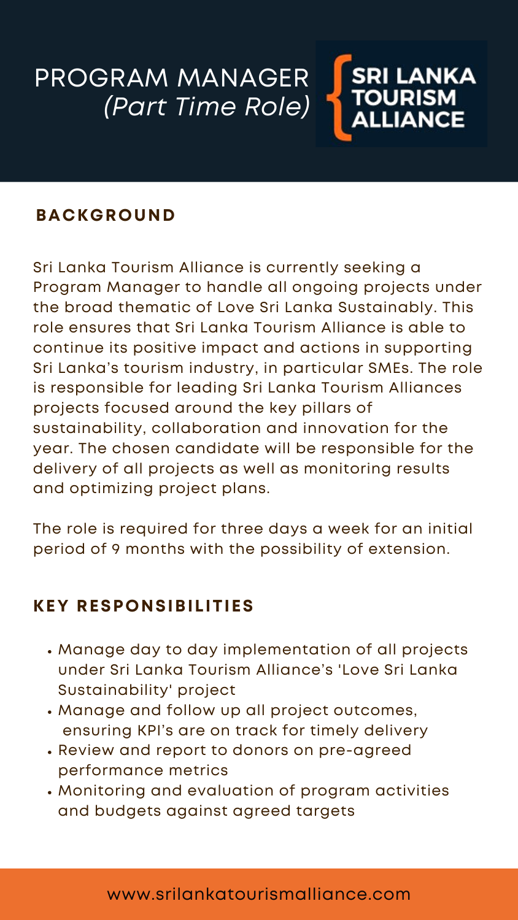# PROGRAM MANAGER *(Part Time Role)*

SRI LANKA TOURISM ALLIANCE

## BACKGROUND

Sri Lanka Tourism Alliance is currently seeking a Program Manager to handle all ongoing projects under the broad thematic of Love Sri Lanka Sustainably. This role ensures that Sri Lanka Tourism Alliance is able to continue its positive impact and actions in supporting Sri Lanka's tourism industry, in particular SMEs. The role is responsible for leading Sri Lanka Tourism Alliances projects focused around the key pillars of sustainability, collaboration and innovation for the year. The chosen candidate will be responsible for the delivery of all projects as well as monitoring results and optimizing project plans.

The role is required for three days a week for an initial period of 9 months with the possibility of extension.

## KEY RESPONSIBILITIES

- Manage day to day implementation of all projects under Sri Lanka Tourism Alliance's 'Love Sri Lanka Sustainability' project
- Manage and follow up all project outcomes, ensuring KPI's are on track for timely delivery
- Review and report to donors on pre-agreed performance metrics
- Monitoring and evaluation of program activities and budgets against agreed targets

www.srilankatourismalliance.com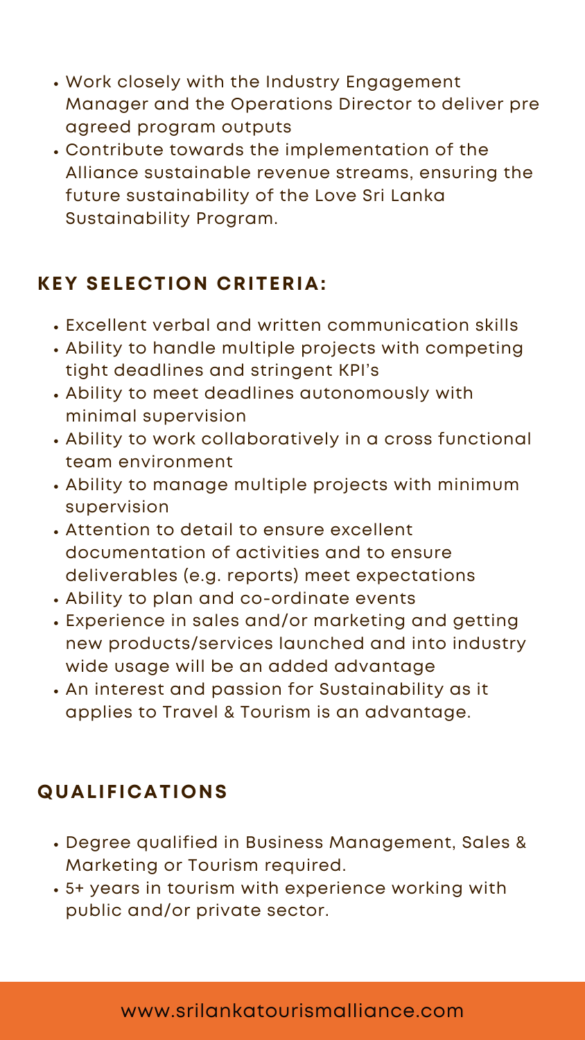- Work closely with the Industry Engagement Manager and the Operations Director to deliver pre agreed program outputs
- Contribute towards the implementation of the Alliance sustainable revenue streams, ensuring the future sustainability of the Love Sri Lanka Sustainability Program.

## KEY SELECTION CRITERIA:

- Excellent verbal and written communication skills
- Ability to handle multiple projects with competing tight deadlines and stringent KPI's
- Ability to meet deadlines autonomously with minimal supervision
- Ability to work collaboratively in a cross functional team environment
- Ability to manage multiple projects with minimum supervision
- Attention to detail to ensure excellent documentation of activities and to ensure deliverables (e.g. reports) meet expectations
- Ability to plan and co-ordinate events
- Experience in sales and/or marketing and getting new products/services launched and into industry wide usage will be an added advantage
- An interest and passion for Sustainability as it applies to Travel & Tourism is an advantage.

## QUALIFICATIONS

- Degree qualified in Business Management, Sales & Marketing or Tourism required.
- 5+ years in tourism with experience working with public and/or private sector.

www.srilankatourismalliance.com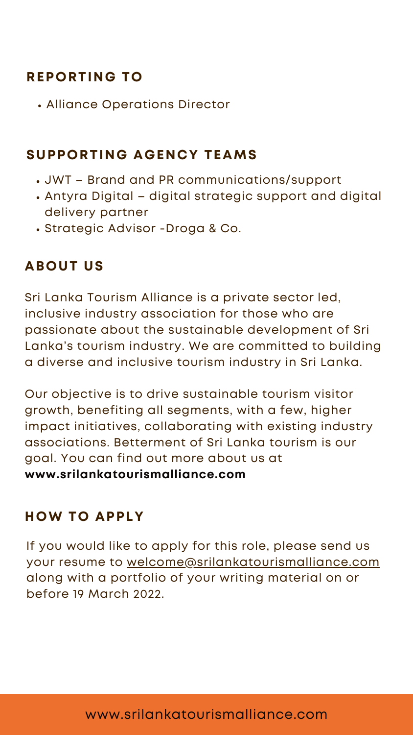## REPORTING TO

- Alliance Operations Director

## SUPPORTING AGENCY TEAMS

- JWT – Brand and PR communications/support
- Antyra Digital – digital strategic support and digital delivery partner
- Strategic Advisor -Droga & Co.

## ABOUT US

Sri Lanka Tourism Alliance is a private sector led, inclusive industry association for those who are passionate about the sustainable development of Sri Lanka's tourism industry. We are committed to building a diverse and inclusive tourism industry in Sri Lanka.

Our objective is to drive sustainable tourism visitor growth, benefiting all segments, with a few, higher impact initiatives, collaborating with existing industry associations. Betterment of Sri Lanka tourism is our goal. You can find out more about us at **www.srilankatourismalliance.com**

## HOW TO APPLY

If you would like to apply for this role, please send us your resume to welcome@srilankatourismalliance.com along with a portfolio of your writing material on or before 19 March 2022.